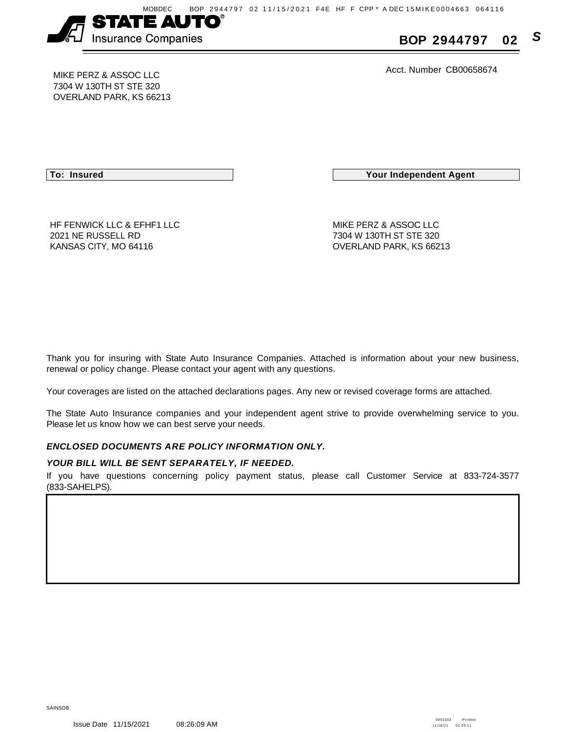MOBDEC BOP 2944797 02 11/15/2021 F4E HF F CPP * A DEC 15MIKE0004663 064116

**STATE AUTO®**
Insurance Companies

**BOP 2944797 02** *S*

MIKE PERZ & ASSOC LLC
7304 W 130TH ST STE 320
OVERLAND PARK, KS 66213

Acct. Number CB00658674

| To: Insured | Your Independent Agent |
|---|---|
| HF FENWICK LLC & EFHF1 LLC<br>2021 NE RUSSELL RD<br>KANSAS CITY, MO 64116 | MIKE PERZ & ASSOC LLC<br>7304 W 130TH ST STE 320<br>OVERLAND PARK, KS 66213 |

Thank you for insuring with State Auto Insurance Companies. Attached is information about your new business, renewal or policy change. Please contact your agent with any questions.

Your coverages are listed on the attached declarations pages. Any new or revised coverage forms are attached.

The State Auto Insurance companies and your independent agent strive to provide overwhelming service to you. Please let us know how we can best serve your needs.

***ENCLOSED DOCUMENTS ARE POLICY INFORMATION ONLY.***

***YOUR BILL WILL BE SENT SEPARATELY, IF NEEDED.***

If you have questions concerning policy payment status, please call Customer Service at 833-724-3577 (833-SAHELPS).

SAINSDB

Issue Date 11/15/2021 08:26:09 AM

0001532 Printed: 11/16/21 01:03:11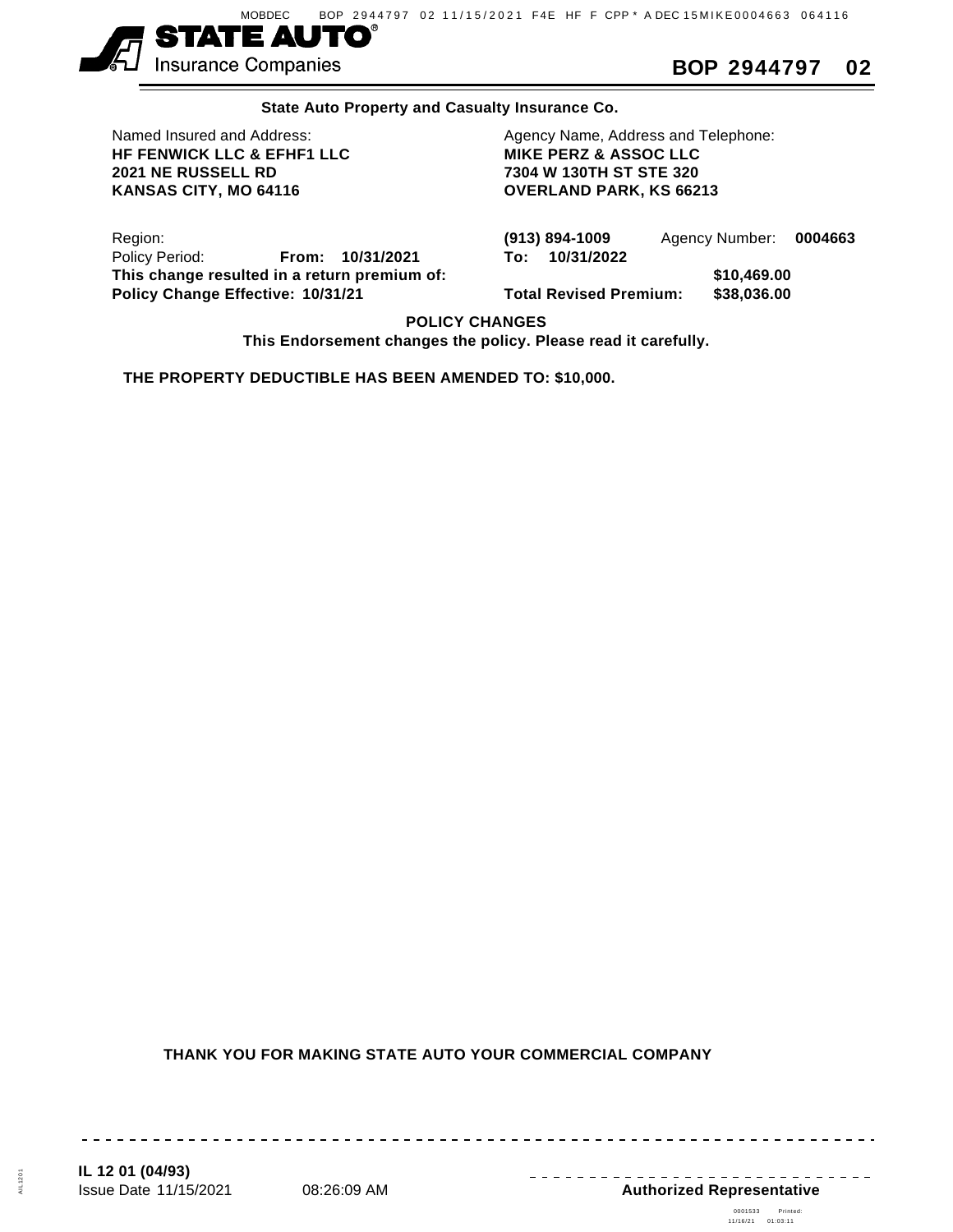MOBDEC BOP 2944797 02 11/15/2021 F4E HF F CPP * A DEC 15MIKE0004663 064116

**STATE AUTO** Insurance Companies

**BOP 2944797 02**

**State Auto Property and Casualty Insurance Co.**

| | |
|---|---|
| Named Insured and Address: | Agency Name, Address and Telephone: |
| **HF FENWICK LLC & EFHF1 LLC** | **MIKE PERZ & ASSOC LLC** |
| **2021 NE RUSSELL RD** | **7304 W 130TH ST STE 320** |
| **KANSAS CITY, MO 64116** | **OVERLAND PARK, KS 66213** |

Region: **(913) 894-1009** Agency Number: **0004663**

Policy Period: **From: 10/31/2021** **To: 10/31/2022**

**This change resulted in a return premium of:** **$10,469.00**

**Policy Change Effective: 10/31/21** **Total Revised Premium: $38,036.00**

**POLICY CHANGES**

**This Endorsement changes the policy. Please read it carefully.**

**THE PROPERTY DEDUCTIBLE HAS BEEN AMENDED TO: $10,000.**

**THANK YOU FOR MAKING STATE AUTO YOUR COMMERCIAL COMPANY**

**IL 12 01 (04/93)**
Issue Date 11/15/2021 08:26:09 AM

**Authorized Representative**

0001533 Printed: 11/16/21 01:03:11